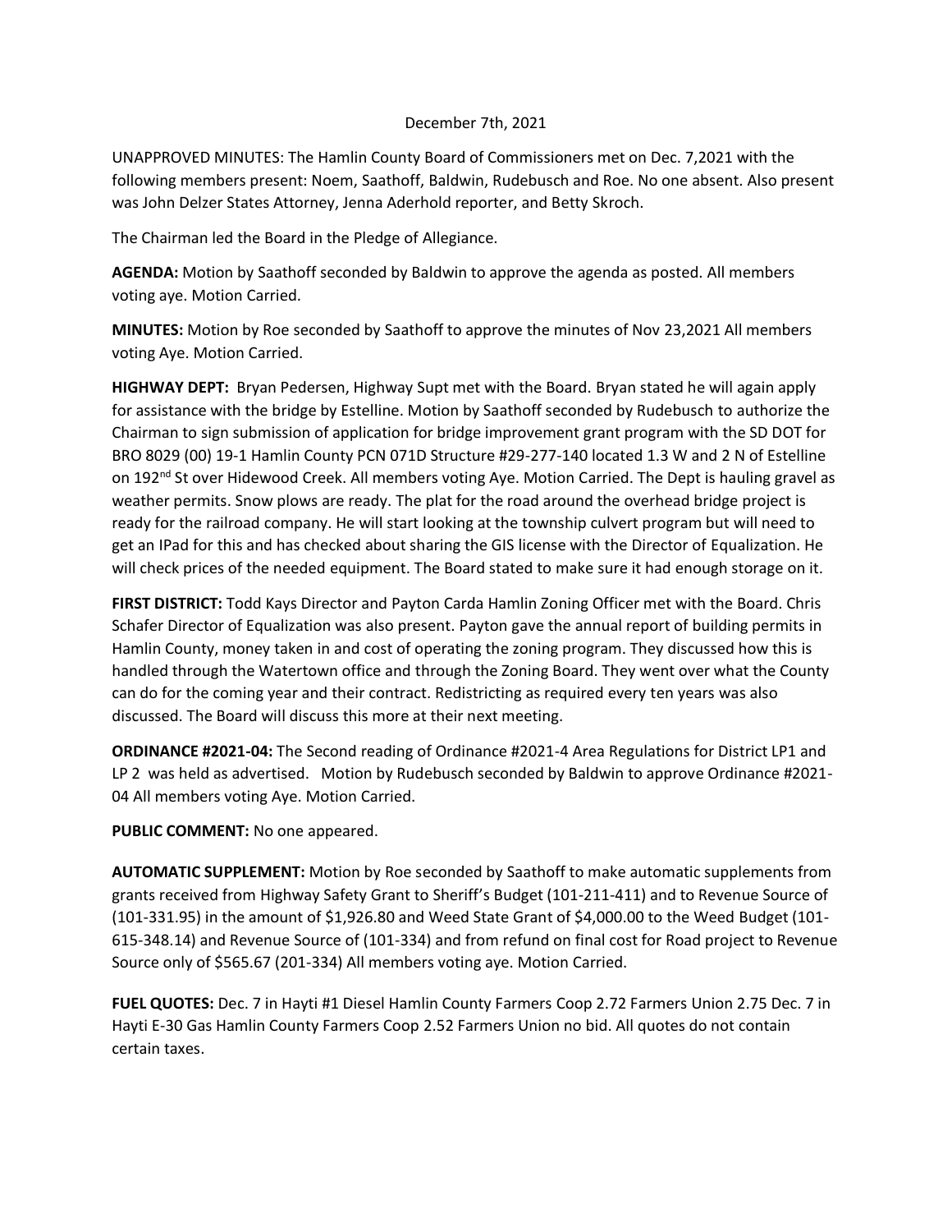December 7th, 2021

UNAPPROVED MINUTES: The Hamlin County Board of Commissioners met on Dec. 7,2021 with the following members present: Noem, Saathoff, Baldwin, Rudebusch and Roe. No one absent. Also present was John Delzer States Attorney, Jenna Aderhold reporter, and Betty Skroch.

The Chairman led the Board in the Pledge of Allegiance.

**AGENDA:** Motion by Saathoff seconded by Baldwin to approve the agenda as posted. All members voting aye. Motion Carried.

**MINUTES:** Motion by Roe seconded by Saathoff to approve the minutes of Nov 23,2021 All members voting Aye. Motion Carried.

**HIGHWAY DEPT:** Bryan Pedersen, Highway Supt met with the Board. Bryan stated he will again apply for assistance with the bridge by Estelline. Motion by Saathoff seconded by Rudebusch to authorize the Chairman to sign submission of application for bridge improvement grant program with the SD DOT for BRO 8029 (00) 19-1 Hamlin County PCN 071D Structure #29-277-140 located 1.3 W and 2 N of Estelline on 192nd St over Hidewood Creek. All members voting Aye. Motion Carried. The Dept is hauling gravel as weather permits. Snow plows are ready. The plat for the road around the overhead bridge project is ready for the railroad company. He will start looking at the township culvert program but will need to get an IPad for this and has checked about sharing the GIS license with the Director of Equalization. He will check prices of the needed equipment. The Board stated to make sure it had enough storage on it.

**FIRST DISTRICT:** Todd Kays Director and Payton Carda Hamlin Zoning Officer met with the Board. Chris Schafer Director of Equalization was also present. Payton gave the annual report of building permits in Hamlin County, money taken in and cost of operating the zoning program. They discussed how this is handled through the Watertown office and through the Zoning Board. They went over what the County can do for the coming year and their contract. Redistricting as required every ten years was also discussed. The Board will discuss this more at their next meeting.

**ORDINANCE #2021-04:** The Second reading of Ordinance #2021-4 Area Regulations for District LP1 and LP 2 was held as advertised. Motion by Rudebusch seconded by Baldwin to approve Ordinance #2021-04 All members voting Aye. Motion Carried.

**PUBLIC COMMENT:** No one appeared.

**AUTOMATIC SUPPLEMENT:** Motion by Roe seconded by Saathoff to make automatic supplements from grants received from Highway Safety Grant to Sheriff's Budget (101-211-411) and to Revenue Source of (101-331.95) in the amount of $1,926.80 and Weed State Grant of $4,000.00 to the Weed Budget (101-615-348.14) and Revenue Source of (101-334) and from refund on final cost for Road project to Revenue Source only of $565.67 (201-334) All members voting aye. Motion Carried.

**FUEL QUOTES:** Dec. 7 in Hayti #1 Diesel Hamlin County Farmers Coop 2.72 Farmers Union 2.75 Dec. 7 in Hayti E-30 Gas Hamlin County Farmers Coop 2.52 Farmers Union no bid. All quotes do not contain certain taxes.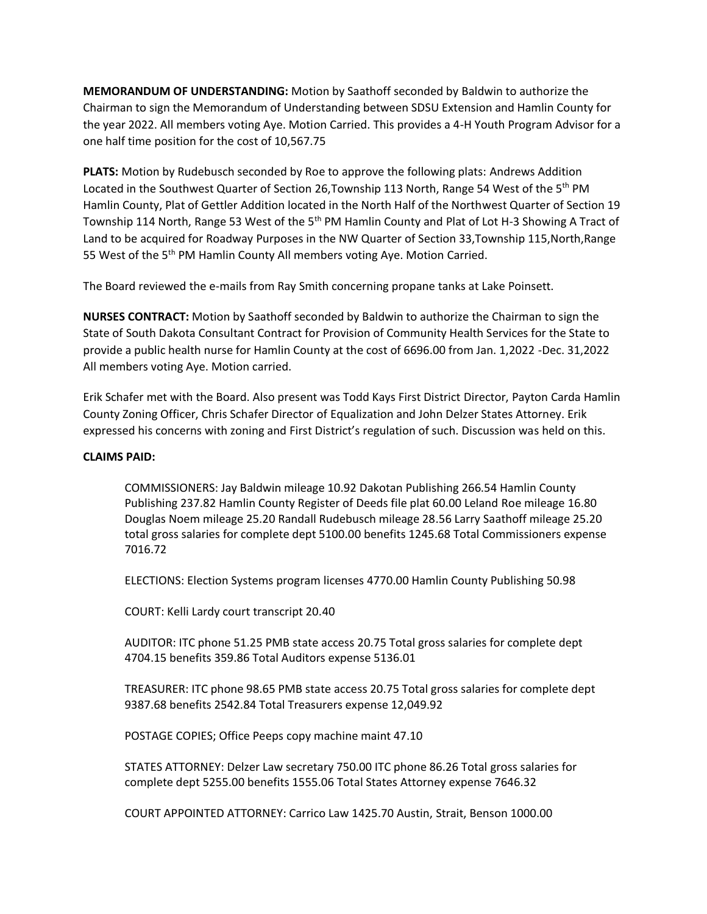**MEMORANDUM OF UNDERSTANDING:** Motion by Saathoff seconded by Baldwin to authorize the Chairman to sign the Memorandum of Understanding between SDSU Extension and Hamlin County for the year 2022. All members voting Aye. Motion Carried. This provides a 4-H Youth Program Advisor for a one half time position for the cost of 10,567.75

**PLATS:** Motion by Rudebusch seconded by Roe to approve the following plats: Andrews Addition Located in the Southwest Quarter of Section 26,Township 113 North, Range 54 West of the 5th PM Hamlin County, Plat of Gettler Addition located in the North Half of the Northwest Quarter of Section 19 Township 114 North, Range 53 West of the 5th PM Hamlin County and Plat of Lot H-3 Showing A Tract of Land to be acquired for Roadway Purposes in the NW Quarter of Section 33,Township 115,North,Range 55 West of the 5th PM Hamlin County All members voting Aye. Motion Carried.

The Board reviewed the e-mails from Ray Smith concerning propane tanks at Lake Poinsett.

**NURSES CONTRACT:** Motion by Saathoff seconded by Baldwin to authorize the Chairman to sign the State of South Dakota Consultant Contract for Provision of Community Health Services for the State to provide a public health nurse for Hamlin County at the cost of 6696.00 from Jan. 1,2022 -Dec. 31,2022 All members voting Aye. Motion carried.

Erik Schafer met with the Board. Also present was Todd Kays First District Director, Payton Carda Hamlin County Zoning Officer, Chris Schafer Director of Equalization and John Delzer States Attorney. Erik expressed his concerns with zoning and First District's regulation of such. Discussion was held on this.

**CLAIMS PAID:**

COMMISSIONERS: Jay Baldwin mileage 10.92 Dakotan Publishing 266.54 Hamlin County Publishing 237.82 Hamlin County Register of Deeds file plat 60.00 Leland Roe mileage 16.80 Douglas Noem mileage 25.20 Randall Rudebusch mileage 28.56 Larry Saathoff mileage 25.20 total gross salaries for complete dept 5100.00 benefits 1245.68 Total Commissioners expense 7016.72

ELECTIONS: Election Systems program licenses 4770.00 Hamlin County Publishing 50.98

COURT: Kelli Lardy court transcript 20.40

AUDITOR: ITC phone 51.25 PMB state access 20.75 Total gross salaries for complete dept 4704.15 benefits 359.86 Total Auditors expense 5136.01

TREASURER: ITC phone 98.65 PMB state access 20.75 Total gross salaries for complete dept 9387.68 benefits 2542.84 Total Treasurers expense 12,049.92

POSTAGE COPIES; Office Peeps copy machine maint 47.10

STATES ATTORNEY: Delzer Law secretary 750.00 ITC phone 86.26 Total gross salaries for complete dept 5255.00 benefits 1555.06 Total States Attorney expense 7646.32

COURT APPOINTED ATTORNEY: Carrico Law 1425.70 Austin, Strait, Benson 1000.00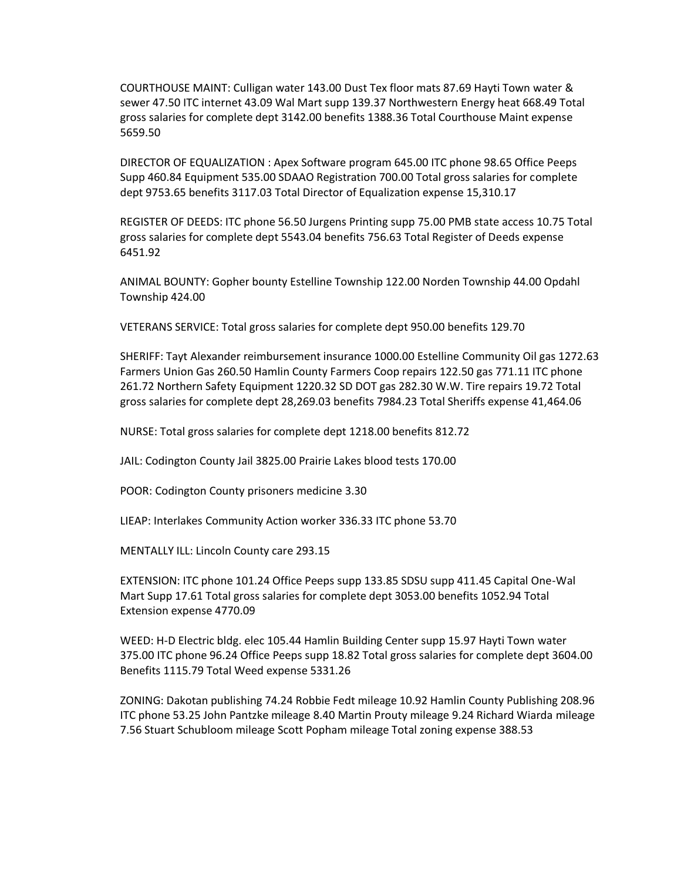COURTHOUSE MAINT: Culligan water 143.00 Dust Tex floor mats 87.69 Hayti Town water & sewer 47.50 ITC internet 43.09 Wal Mart supp 139.37 Northwestern Energy heat 668.49 Total gross salaries for complete dept 3142.00 benefits 1388.36 Total Courthouse Maint expense 5659.50

DIRECTOR OF EQUALIZATION : Apex Software program 645.00 ITC phone 98.65 Office Peeps Supp 460.84 Equipment 535.00 SDAAO Registration 700.00 Total gross salaries for complete dept 9753.65 benefits 3117.03 Total Director of Equalization expense 15,310.17

REGISTER OF DEEDS: ITC phone 56.50 Jurgens Printing supp 75.00 PMB state access 10.75 Total gross salaries for complete dept 5543.04 benefits 756.63 Total Register of Deeds expense 6451.92

ANIMAL BOUNTY: Gopher bounty Estelline Township 122.00 Norden Township 44.00 Opdahl Township 424.00

VETERANS SERVICE: Total gross salaries for complete dept 950.00 benefits 129.70

SHERIFF: Tayt Alexander reimbursement insurance 1000.00 Estelline Community Oil gas 1272.63 Farmers Union Gas 260.50 Hamlin County Farmers Coop repairs 122.50 gas 771.11 ITC phone 261.72 Northern Safety Equipment 1220.32 SD DOT gas 282.30 W.W. Tire repairs 19.72 Total gross salaries for complete dept 28,269.03 benefits 7984.23 Total Sheriffs expense 41,464.06

NURSE: Total gross salaries for complete dept 1218.00 benefits 812.72

JAIL: Codington County Jail 3825.00 Prairie Lakes blood tests 170.00

POOR: Codington County prisoners medicine 3.30

LIEAP: Interlakes Community Action worker 336.33 ITC phone 53.70

MENTALLY ILL: Lincoln County care 293.15

EXTENSION: ITC phone 101.24 Office Peeps supp 133.85 SDSU supp 411.45 Capital One-Wal Mart Supp 17.61 Total gross salaries for complete dept 3053.00 benefits 1052.94 Total Extension expense 4770.09

WEED: H-D Electric bldg. elec 105.44 Hamlin Building Center supp 15.97 Hayti Town water 375.00 ITC phone 96.24 Office Peeps supp 18.82 Total gross salaries for complete dept 3604.00 Benefits 1115.79 Total Weed expense 5331.26

ZONING: Dakotan publishing 74.24 Robbie Fedt mileage 10.92 Hamlin County Publishing 208.96 ITC phone 53.25 John Pantzke mileage 8.40 Martin Prouty mileage 9.24 Richard Wiarda mileage 7.56 Stuart Schubloom mileage Scott Popham mileage Total zoning expense 388.53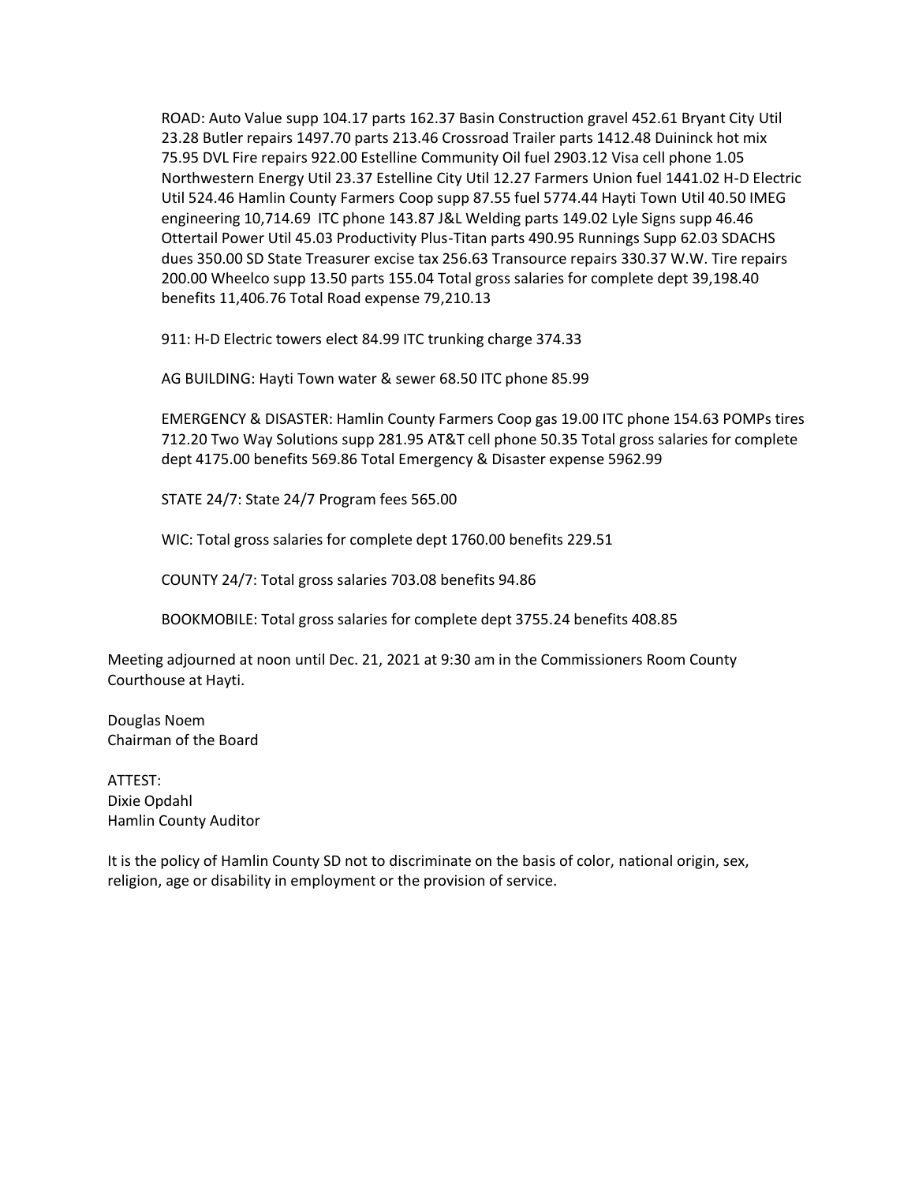ROAD: Auto Value supp 104.17 parts 162.37 Basin Construction gravel 452.61 Bryant City Util 23.28 Butler repairs 1497.70 parts 213.46 Crossroad Trailer parts 1412.48 Duininck hot mix 75.95 DVL Fire repairs 922.00 Estelline Community Oil fuel 2903.12 Visa cell phone 1.05 Northwestern Energy Util 23.37 Estelline City Util 12.27 Farmers Union fuel 1441.02 H-D Electric Util 524.46 Hamlin County Farmers Coop supp 87.55 fuel 5774.44 Hayti Town Util 40.50 IMEG engineering 10,714.69 ITC phone 143.87 J&L Welding parts 149.02 Lyle Signs supp 46.46 Ottertail Power Util 45.03 Productivity Plus-Titan parts 490.95 Runnings Supp 62.03 SDACHS dues 350.00 SD State Treasurer excise tax 256.63 Transource repairs 330.37 W.W. Tire repairs 200.00 Wheelco supp 13.50 parts 155.04 Total gross salaries for complete dept 39,198.40 benefits 11,406.76 Total Road expense 79,210.13

911: H-D Electric towers elect 84.99 ITC trunking charge 374.33

AG BUILDING: Hayti Town water & sewer 68.50 ITC phone 85.99

EMERGENCY & DISASTER: Hamlin County Farmers Coop gas 19.00 ITC phone 154.63 POMPs tires 712.20 Two Way Solutions supp 281.95 AT&T cell phone 50.35 Total gross salaries for complete dept 4175.00 benefits 569.86 Total Emergency & Disaster expense 5962.99

STATE 24/7: State 24/7 Program fees 565.00

WIC: Total gross salaries for complete dept 1760.00 benefits 229.51

COUNTY 24/7: Total gross salaries 703.08 benefits 94.86

BOOKMOBILE: Total gross salaries for complete dept 3755.24 benefits 408.85

Meeting adjourned at noon until Dec. 21, 2021 at 9:30 am in the Commissioners Room County Courthouse at Hayti.

Douglas Noem
Chairman of the Board

ATTEST:
Dixie Opdahl
Hamlin County Auditor

It is the policy of Hamlin County SD not to discriminate on the basis of color, national origin, sex, religion, age or disability in employment or the provision of service.